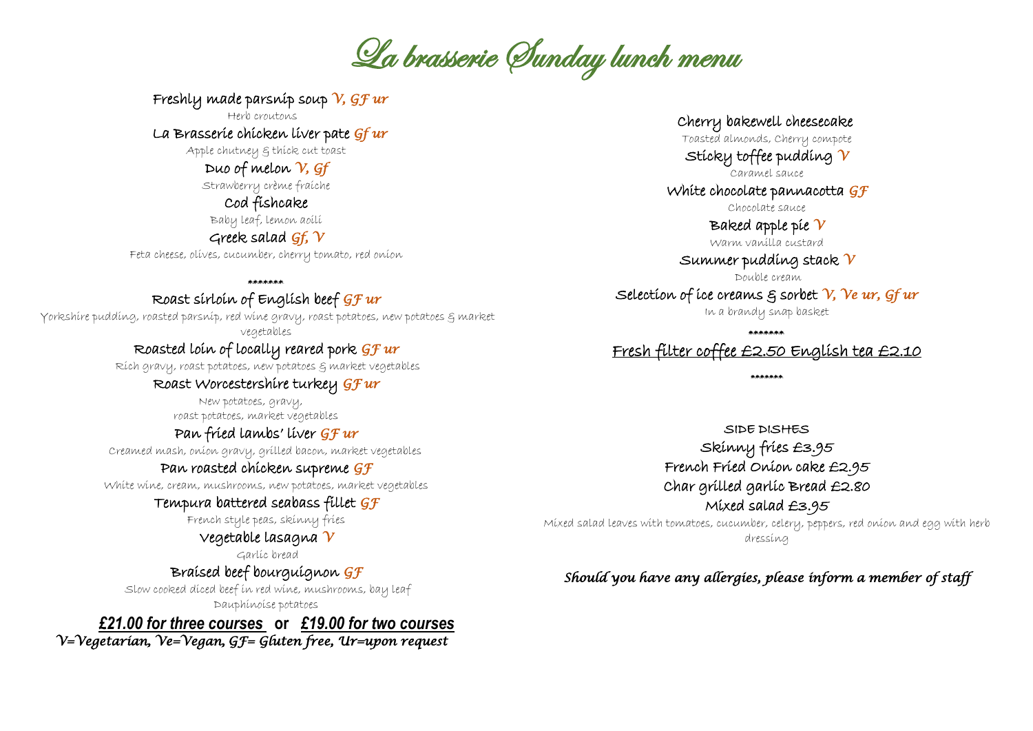# La brasserie Sunday lunch menu

**Freshly made parsnip soup** *V, GF ur*
Herb croutons

**La Brasserie chicken liver pate** *Gf ur*
Apple chutney & thick cut toast

**Duo of melon** *V, Gf*
Strawberry crème fraiche

**Cod fishcake**
Baby leaf, lemon aoili

**Greek salad** *Gf, V*
Feta cheese, olives, cucumber, cherry tomato, red onion

\*\*\*\*\*\*\*

**Roast sirloin of English beef** *GF ur*
Yorkshire pudding, roasted parsnip, red wine gravy, roast potatoes, new potatoes & market vegetables

**Roasted loin of locally reared pork** *GF ur*
Rich gravy, roast potatoes, new potatoes & market vegetables

**Roast Worcestershire turkey** *GF ur*
New potatoes, gravy, roast potatoes, market vegetables

**Pan fried lambs' liver** *GF ur*
Creamed mash, onion gravy, grilled bacon, market vegetables

**Pan roasted chicken supreme** *GF*
White wine, cream, mushrooms, new potatoes, market vegetables

**Tempura battered seabass fillet** *GF*
French style peas, skinny fries

**Vegetable lasagna** *V*
Garlic bread

**Braised beef bourguignon** *GF*
Slow cooked diced beef in red wine, mushrooms, bay leaf
Dauphinoise potatoes

***£21.00 for three courses*** **or** ***£19.00 for two courses***

***V=Vegetarian, Ve=Vegan, GF= Gluten free, Ur=upon request***

**Cherry bakewell cheesecake**
Toasted almonds, Cherry compote

**Sticky toffee pudding** *V*
Caramel sauce

**White chocolate pannacotta** *GF*
Chocolate sauce

**Baked apple pie** *V*
Warm vanilla custard

**Summer pudding stack** *V*
Double cream

**Selection of ice creams & sorbet** *V, Ve ur, Gf ur*
In a brandy snap basket

\*\*\*\*\*\*\*

**Fresh filter coffee £2.50 English tea £2.10**

\*\*\*\*\*\*\*

## SIDE DISHES

**Skinny fries £3.95**

**French Fried Onion cake £2.95**

**Char grilled garlic Bread £2.80**

**Mixed salad £3.95**
Mixed salad leaves with tomatoes, cucumber, celery, peppers, red onion and egg with herb dressing

***Should you have any allergies, please inform a member of staff***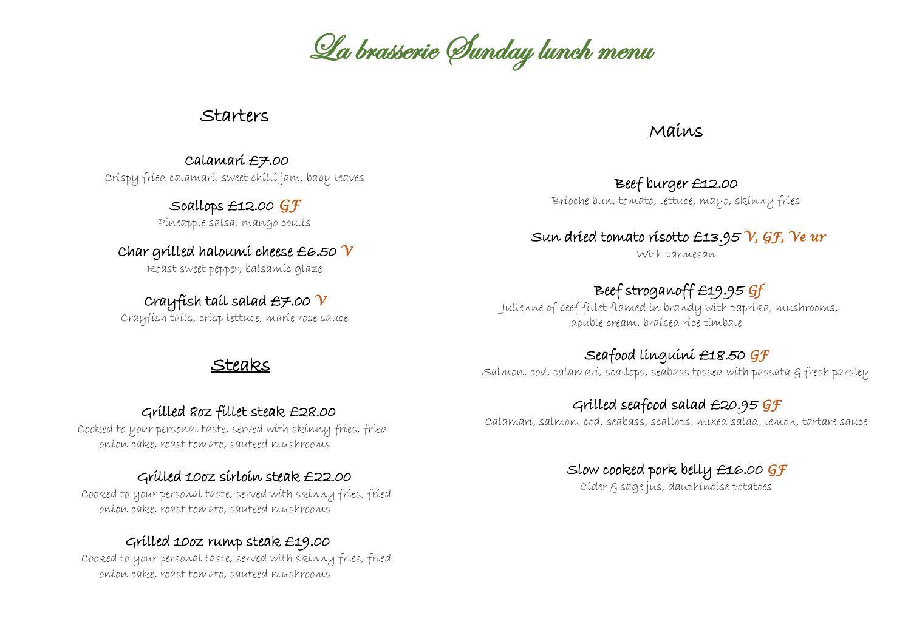# La brasserie Sunday lunch menu

## Starters

**Calamari £7.00**
Crispy fried calamari, sweet chilli jam, baby leaves

**Scallops £12.00** *GF*
Pineapple salsa, mango coulis

**Char grilled haloumi cheese £6.50** *V*
Roast sweet pepper, balsamic glaze

**Crayfish tail salad £7.00** *V*
Crayfish tails, crisp lettuce, marie rose sauce

## Steaks

**Grilled 8oz fillet steak £28.00**
Cooked to your personal taste, served with skinny fries, fried onion cake, roast tomato, sauteed mushrooms

**Grilled 10oz sirloin steak £22.00**
Cooked to your personal taste, served with skinny fries, fried onion cake, roast tomato, sauteed mushrooms

**Grilled 10oz rump steak £19.00**
Cooked to your personal taste, served with skinny fries, fried onion cake, roast tomato, sauteed mushrooms

## Mains

**Beef burger £12.00**
Brioche bun, tomato, lettuce, mayo, skinny fries

**Sun dried tomato risotto £13.95** *V, GF, Ve ur*
With parmesan

**Beef stroganoff £19.95** *Gf*
Julienne of beef fillet flamed in brandy with paprika, mushrooms, double cream, braised rice timbale

**Seafood linguini £18.50** *GF*
Salmon, cod, calamari, scallops, seabass tossed with passata & fresh parsley

**Grilled seafood salad £20.95** *GF*
Calamari, salmon, cod, seabass, scallops, mixed salad, lemon, tartare sauce

**Slow cooked pork belly £16.00** *GF*
Cider & sage jus, dauphinoise potatoes